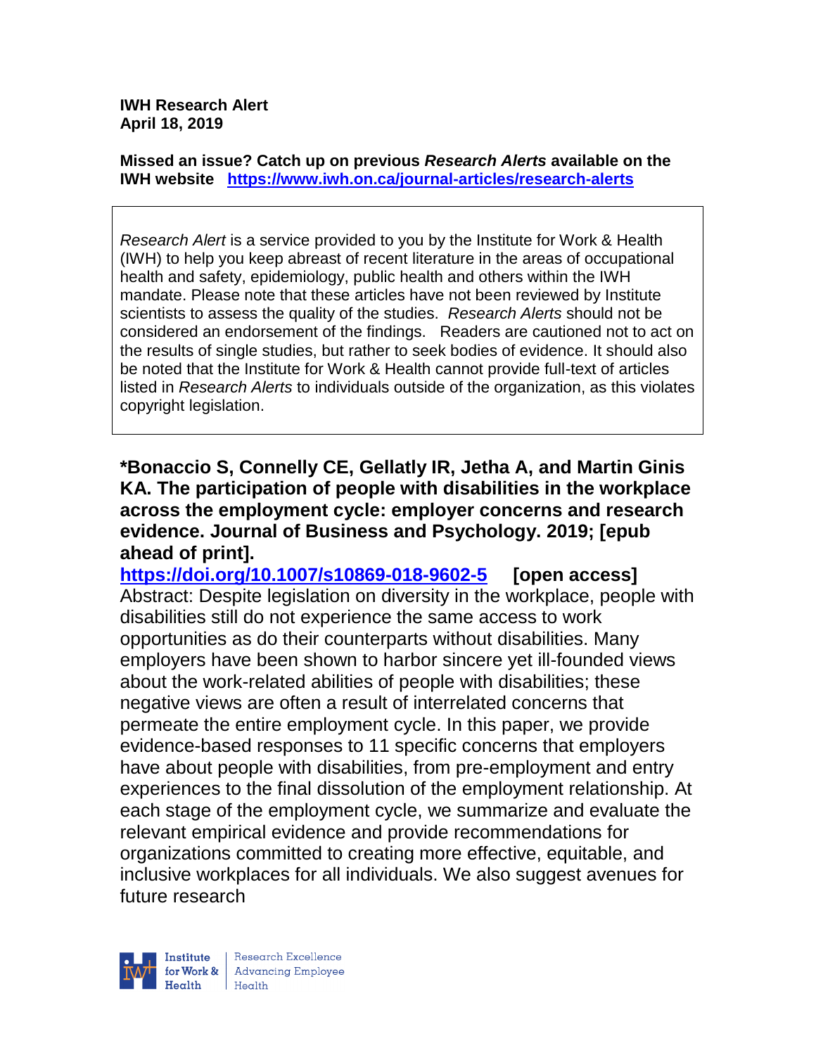**IWH Research Alert**
**April 18, 2019**

**Missed an issue? Catch up on previous *Research Alerts* available on the IWH website** **https://www.iwh.on.ca/journal-articles/research-alerts**

*Research Alert* is a service provided to you by the Institute for Work & Health (IWH) to help you keep abreast of recent literature in the areas of occupational health and safety, epidemiology, public health and others within the IWH mandate. Please note that these articles have not been reviewed by Institute scientists to assess the quality of the studies. *Research Alerts* should not be considered an endorsement of the findings. Readers are cautioned not to act on the results of single studies, but rather to seek bodies of evidence. It should also be noted that the Institute for Work & Health cannot provide full-text of articles listed in *Research Alerts* to individuals outside of the organization, as this violates copyright legislation.

**\*Bonaccio S, Connelly CE, Gellatly IR, Jetha A, and Martin Ginis KA. The participation of people with disabilities in the workplace across the employment cycle: employer concerns and research evidence. Journal of Business and Psychology. 2019; [epub ahead of print].**
**https://doi.org/10.1007/s10869-018-9602-5** **[open access]**
Abstract: Despite legislation on diversity in the workplace, people with disabilities still do not experience the same access to work opportunities as do their counterparts without disabilities. Many employers have been shown to harbor sincere yet ill-founded views about the work-related abilities of people with disabilities; these negative views are often a result of interrelated concerns that permeate the entire employment cycle. In this paper, we provide evidence-based responses to 11 specific concerns that employers have about people with disabilities, from pre-employment and entry experiences to the final dissolution of the employment relationship. At each stage of the employment cycle, we summarize and evaluate the relevant empirical evidence and provide recommendations for organizations committed to creating more effective, equitable, and inclusive workplaces for all individuals. We also suggest avenues for future research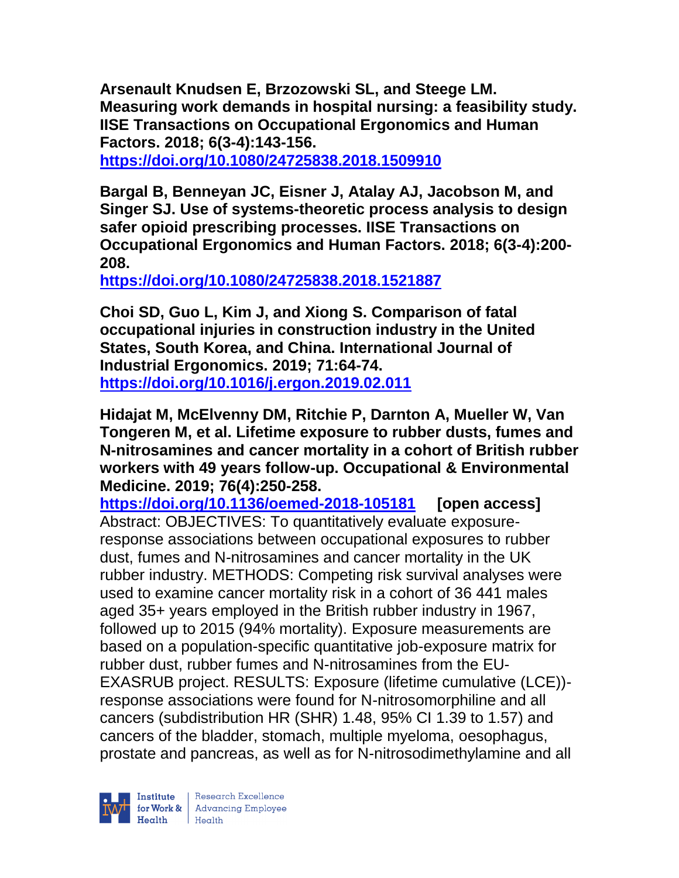**Arsenault Knudsen E, Brzozowski SL, and Steege LM. Measuring work demands in hospital nursing: a feasibility study. IISE Transactions on Occupational Ergonomics and Human Factors. 2018; 6(3-4):143-156.**
**https://doi.org/10.1080/24725838.2018.1509910**

**Bargal B, Benneyan JC, Eisner J, Atalay AJ, Jacobson M, and Singer SJ. Use of systems-theoretic process analysis to design safer opioid prescribing processes. IISE Transactions on Occupational Ergonomics and Human Factors. 2018; 6(3-4):200-208.**
**https://doi.org/10.1080/24725838.2018.1521887**

**Choi SD, Guo L, Kim J, and Xiong S. Comparison of fatal occupational injuries in construction industry in the United States, South Korea, and China. International Journal of Industrial Ergonomics. 2019; 71:64-74.**
**https://doi.org/10.1016/j.ergon.2019.02.011**

**Hidajat M, McElvenny DM, Ritchie P, Darnton A, Mueller W, Van Tongeren M, et al. Lifetime exposure to rubber dusts, fumes and N-nitrosamines and cancer mortality in a cohort of British rubber workers with 49 years follow-up. Occupational & Environmental Medicine. 2019; 76(4):250-258.**
**https://doi.org/10.1136/oemed-2018-105181 [open access]**
Abstract: OBJECTIVES: To quantitatively evaluate exposure-response associations between occupational exposures to rubber dust, fumes and N-nitrosamines and cancer mortality in the UK rubber industry. METHODS: Competing risk survival analyses were used to examine cancer mortality risk in a cohort of 36 441 males aged 35+ years employed in the British rubber industry in 1967, followed up to 2015 (94% mortality). Exposure measurements are based on a population-specific quantitative job-exposure matrix for rubber dust, rubber fumes and N-nitrosamines from the EU-EXASRUB project. RESULTS: Exposure (lifetime cumulative (LCE))-response associations were found for N-nitrosomorphiline and all cancers (subdistribution HR (SHR) 1.48, 95% CI 1.39 to 1.57) and cancers of the bladder, stomach, multiple myeloma, oesophagus, prostate and pancreas, as well as for N-nitrosodimethylamine and all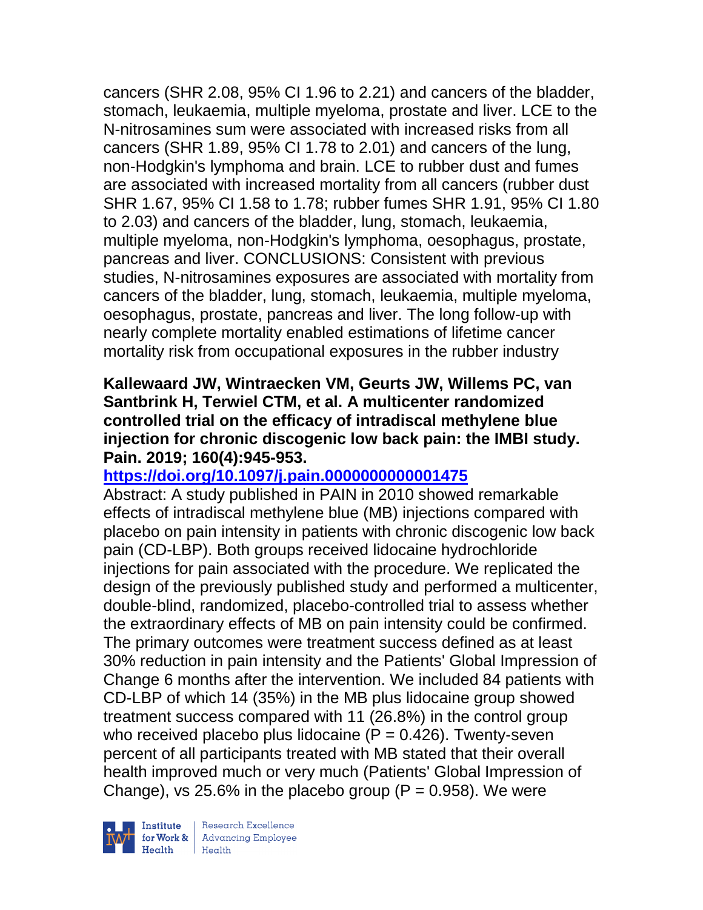cancers (SHR 2.08, 95% CI 1.96 to 2.21) and cancers of the bladder, stomach, leukaemia, multiple myeloma, prostate and liver. LCE to the N-nitrosamines sum were associated with increased risks from all cancers (SHR 1.89, 95% CI 1.78 to 2.01) and cancers of the lung, non-Hodgkin's lymphoma and brain. LCE to rubber dust and fumes are associated with increased mortality from all cancers (rubber dust SHR 1.67, 95% CI 1.58 to 1.78; rubber fumes SHR 1.91, 95% CI 1.80 to 2.03) and cancers of the bladder, lung, stomach, leukaemia, multiple myeloma, non-Hodgkin's lymphoma, oesophagus, prostate, pancreas and liver. CONCLUSIONS: Consistent with previous studies, N-nitrosamines exposures are associated with mortality from cancers of the bladder, lung, stomach, leukaemia, multiple myeloma, oesophagus, prostate, pancreas and liver. The long follow-up with nearly complete mortality enabled estimations of lifetime cancer mortality risk from occupational exposures in the rubber industry

**Kallewaard JW, Wintraecken VM, Geurts JW, Willems PC, van Santbrink H, Terwiel CTM, et al. A multicenter randomized controlled trial on the efficacy of intradiscal methylene blue injection for chronic discogenic low back pain: the IMBI study. Pain. 2019; 160(4):945-953.**

**https://doi.org/10.1097/j.pain.0000000000001475**

Abstract: A study published in PAIN in 2010 showed remarkable effects of intradiscal methylene blue (MB) injections compared with placebo on pain intensity in patients with chronic discogenic low back pain (CD-LBP). Both groups received lidocaine hydrochloride injections for pain associated with the procedure. We replicated the design of the previously published study and performed a multicenter, double-blind, randomized, placebo-controlled trial to assess whether the extraordinary effects of MB on pain intensity could be confirmed. The primary outcomes were treatment success defined as at least 30% reduction in pain intensity and the Patients' Global Impression of Change 6 months after the intervention. We included 84 patients with CD-LBP of which 14 (35%) in the MB plus lidocaine group showed treatment success compared with 11 (26.8%) in the control group who received placebo plus lidocaine ($P = 0.426$). Twenty-seven percent of all participants treated with MB stated that their overall health improved much or very much (Patients' Global Impression of Change), vs 25.6% in the placebo group ($P = 0.958$). We were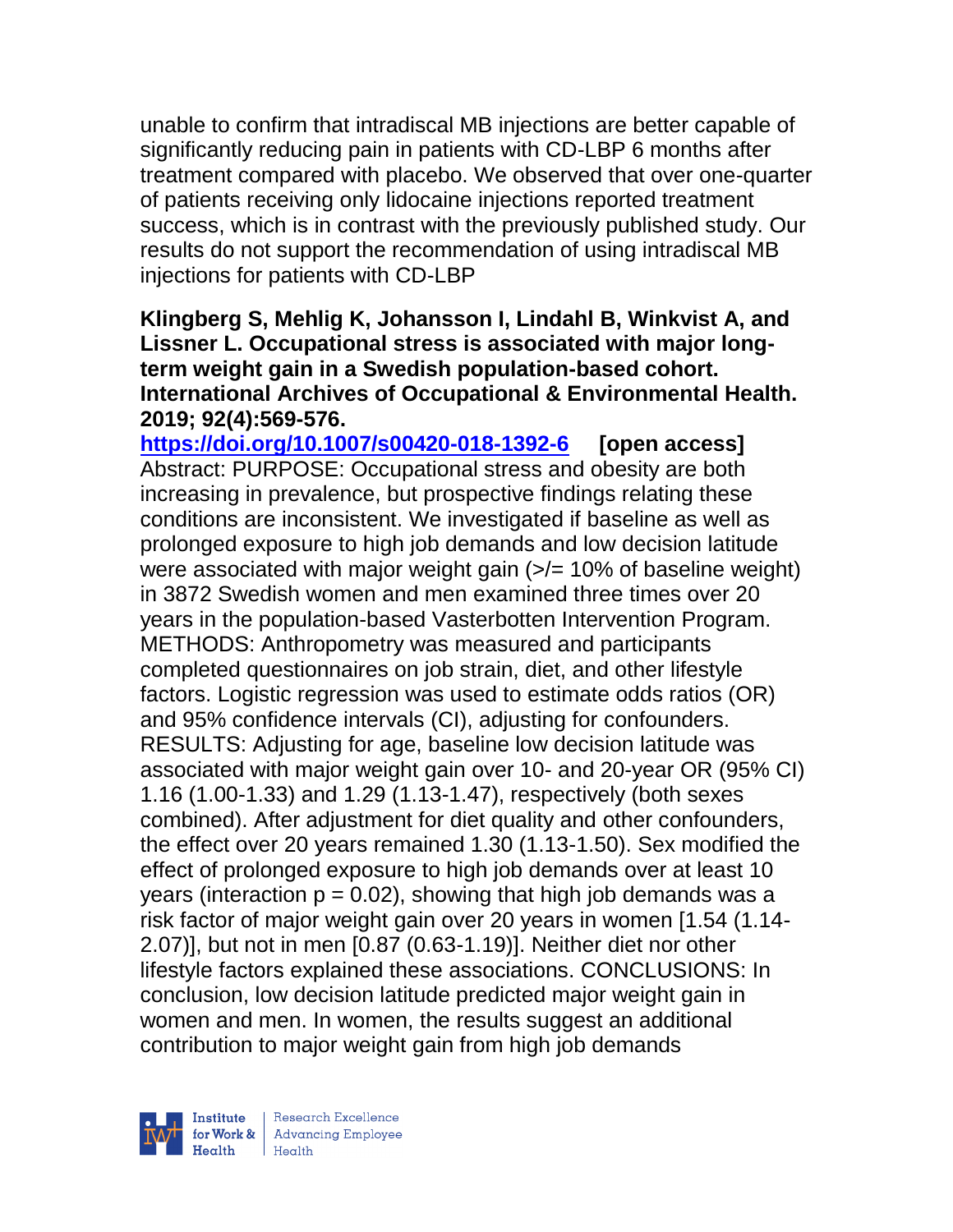unable to confirm that intradiscal MB injections are better capable of significantly reducing pain in patients with CD-LBP 6 months after treatment compared with placebo. We observed that over one-quarter of patients receiving only lidocaine injections reported treatment success, which is in contrast with the previously published study. Our results do not support the recommendation of using intradiscal MB injections for patients with CD-LBP

**Klingberg S, Mehlig K, Johansson I, Lindahl B, Winkvist A, and Lissner L. Occupational stress is associated with major long-term weight gain in a Swedish population-based cohort. International Archives of Occupational & Environmental Health. 2019; 92(4):569-576.**

**https://doi.org/10.1007/s00420-018-1392-6 [open access]**

Abstract: PURPOSE: Occupational stress and obesity are both increasing in prevalence, but prospective findings relating these conditions are inconsistent. We investigated if baseline as well as prolonged exposure to high job demands and low decision latitude were associated with major weight gain (>/= 10% of baseline weight) in 3872 Swedish women and men examined three times over 20 years in the population-based Vasterbotten Intervention Program. METHODS: Anthropometry was measured and participants completed questionnaires on job strain, diet, and other lifestyle factors. Logistic regression was used to estimate odds ratios (OR) and 95% confidence intervals (CI), adjusting for confounders. RESULTS: Adjusting for age, baseline low decision latitude was associated with major weight gain over 10- and 20-year OR (95% CI) 1.16 (1.00-1.33) and 1.29 (1.13-1.47), respectively (both sexes combined). After adjustment for diet quality and other confounders, the effect over 20 years remained 1.30 (1.13-1.50). Sex modified the effect of prolonged exposure to high job demands over at least 10 years (interaction $p = 0.02$), showing that high job demands was a risk factor of major weight gain over 20 years in women [1.54 (1.14-2.07)], but not in men [0.87 (0.63-1.19)]. Neither diet nor other lifestyle factors explained these associations. CONCLUSIONS: In conclusion, low decision latitude predicted major weight gain in women and men. In women, the results suggest an additional contribution to major weight gain from high job demands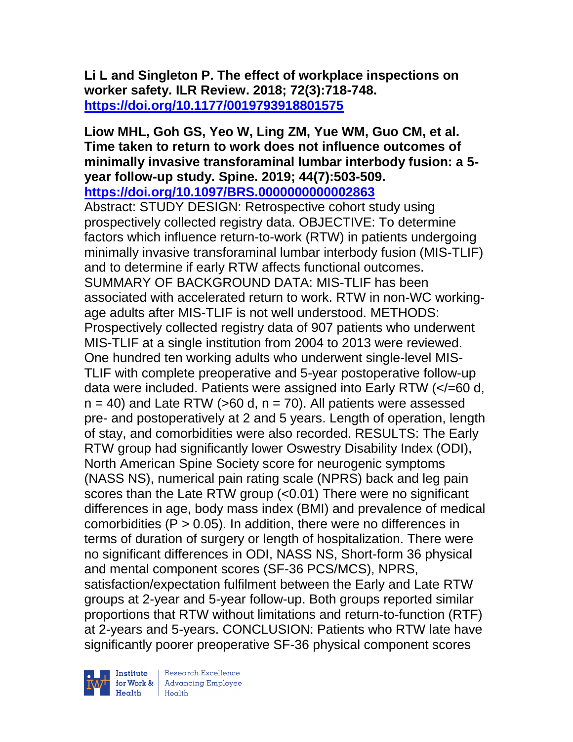**Li L and Singleton P. The effect of workplace inspections on worker safety. ILR Review. 2018; 72(3):718-748. https://doi.org/10.1177/0019793918801575**

**Liow MHL, Goh GS, Yeo W, Ling ZM, Yue WM, Guo CM, et al. Time taken to return to work does not influence outcomes of minimally invasive transforaminal lumbar interbody fusion: a 5-year follow-up study. Spine. 2019; 44(7):503-509. https://doi.org/10.1097/BRS.0000000000002863**

Abstract: STUDY DESIGN: Retrospective cohort study using prospectively collected registry data. OBJECTIVE: To determine factors which influence return-to-work (RTW) in patients undergoing minimally invasive transforaminal lumbar interbody fusion (MIS-TLIF) and to determine if early RTW affects functional outcomes. SUMMARY OF BACKGROUND DATA: MIS-TLIF has been associated with accelerated return to work. RTW in non-WC working-age adults after MIS-TLIF is not well understood. METHODS: Prospectively collected registry data of 907 patients who underwent MIS-TLIF at a single institution from 2004 to 2013 were reviewed. One hundred ten working adults who underwent single-level MIS-TLIF with complete preoperative and 5-year postoperative follow-up data were included. Patients were assigned into Early RTW (</=60 d, n = 40) and Late RTW (>60 d, n = 70). All patients were assessed pre- and postoperatively at 2 and 5 years. Length of operation, length of stay, and comorbidities were also recorded. RESULTS: The Early RTW group had significantly lower Oswestry Disability Index (ODI), North American Spine Society score for neurogenic symptoms (NASS NS), numerical pain rating scale (NPRS) back and leg pain scores than the Late RTW group (<0.01) There were no significant differences in age, body mass index (BMI) and prevalence of medical comorbidities (P > 0.05). In addition, there were no differences in terms of duration of surgery or length of hospitalization. There were no significant differences in ODI, NASS NS, Short-form 36 physical and mental component scores (SF-36 PCS/MCS), NPRS, satisfaction/expectation fulfilment between the Early and Late RTW groups at 2-year and 5-year follow-up. Both groups reported similar proportions that RTW without limitations and return-to-function (RTF) at 2-years and 5-years. CONCLUSION: Patients who RTW late have significantly poorer preoperative SF-36 physical component scores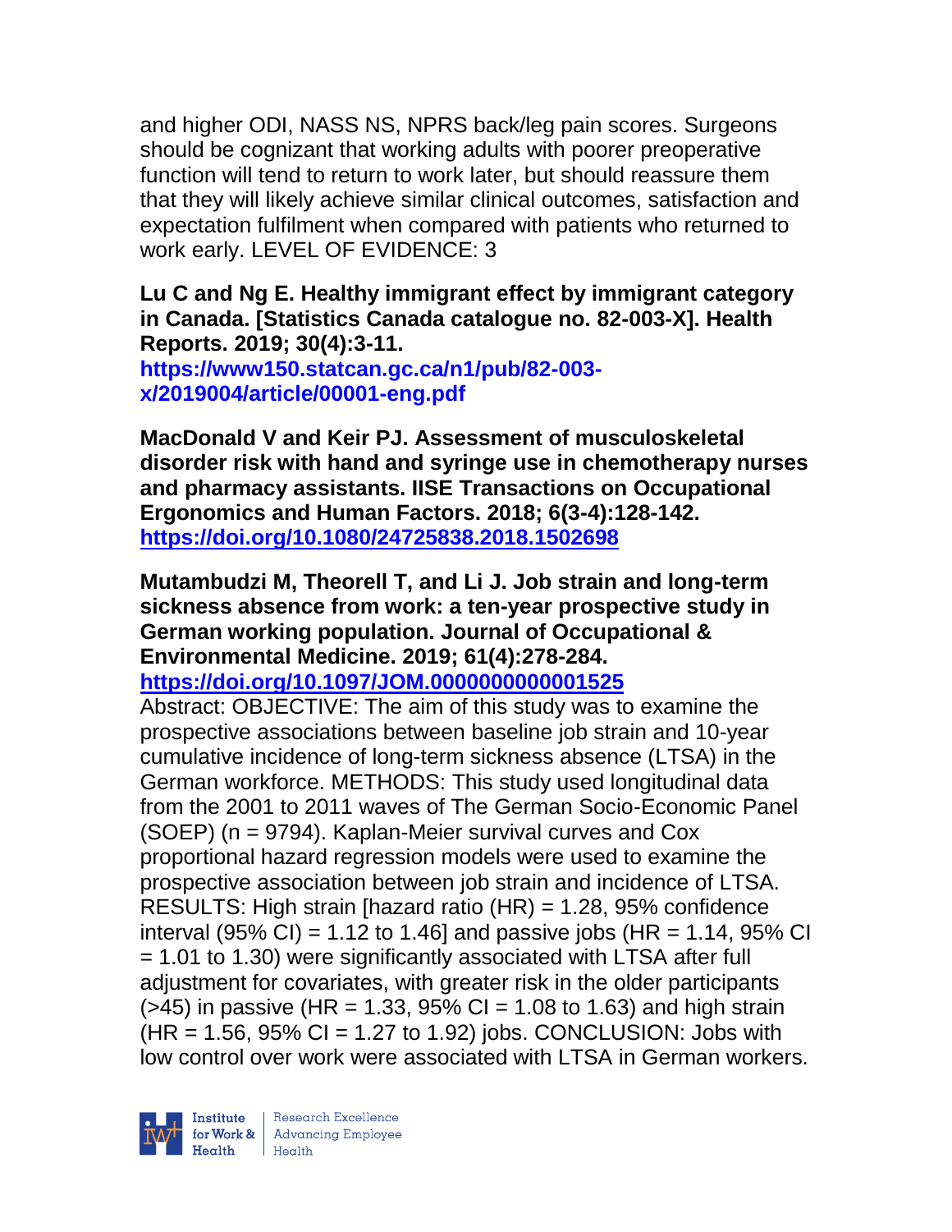and higher ODI, NASS NS, NPRS back/leg pain scores. Surgeons should be cognizant that working adults with poorer preoperative function will tend to return to work later, but should reassure them that they will likely achieve similar clinical outcomes, satisfaction and expectation fulfilment when compared with patients who returned to work early. LEVEL OF EVIDENCE: 3

**Lu C and Ng E. Healthy immigrant effect by immigrant category in Canada. [Statistics Canada catalogue no. 82-003-X]. Health Reports. 2019; 30(4):3-11.**
**https://www150.statcan.gc.ca/n1/pub/82-003-x/2019004/article/00001-eng.pdf**

**MacDonald V and Keir PJ. Assessment of musculoskeletal disorder risk with hand and syringe use in chemotherapy nurses and pharmacy assistants. IISE Transactions on Occupational Ergonomics and Human Factors. 2018; 6(3-4):128-142.**
**https://doi.org/10.1080/24725838.2018.1502698**

**Mutambudzi M, Theorell T, and Li J. Job strain and long-term sickness absence from work: a ten-year prospective study in German working population. Journal of Occupational & Environmental Medicine. 2019; 61(4):278-284.**
**https://doi.org/10.1097/JOM.0000000000001525**

Abstract: OBJECTIVE: The aim of this study was to examine the prospective associations between baseline job strain and 10-year cumulative incidence of long-term sickness absence (LTSA) in the German workforce. METHODS: This study used longitudinal data from the 2001 to 2011 waves of The German Socio-Economic Panel (SOEP) (n = 9794). Kaplan-Meier survival curves and Cox proportional hazard regression models were used to examine the prospective association between job strain and incidence of LTSA. RESULTS: High strain [hazard ratio (HR) = 1.28, 95% confidence interval (95% CI) = 1.12 to 1.46] and passive jobs (HR = 1.14, 95% CI = 1.01 to 1.30) were significantly associated with LTSA after full adjustment for covariates, with greater risk in the older participants (>45) in passive (HR = 1.33, 95% CI = 1.08 to 1.63) and high strain (HR = 1.56, 95% CI = 1.27 to 1.92) jobs. CONCLUSION: Jobs with low control over work were associated with LTSA in German workers.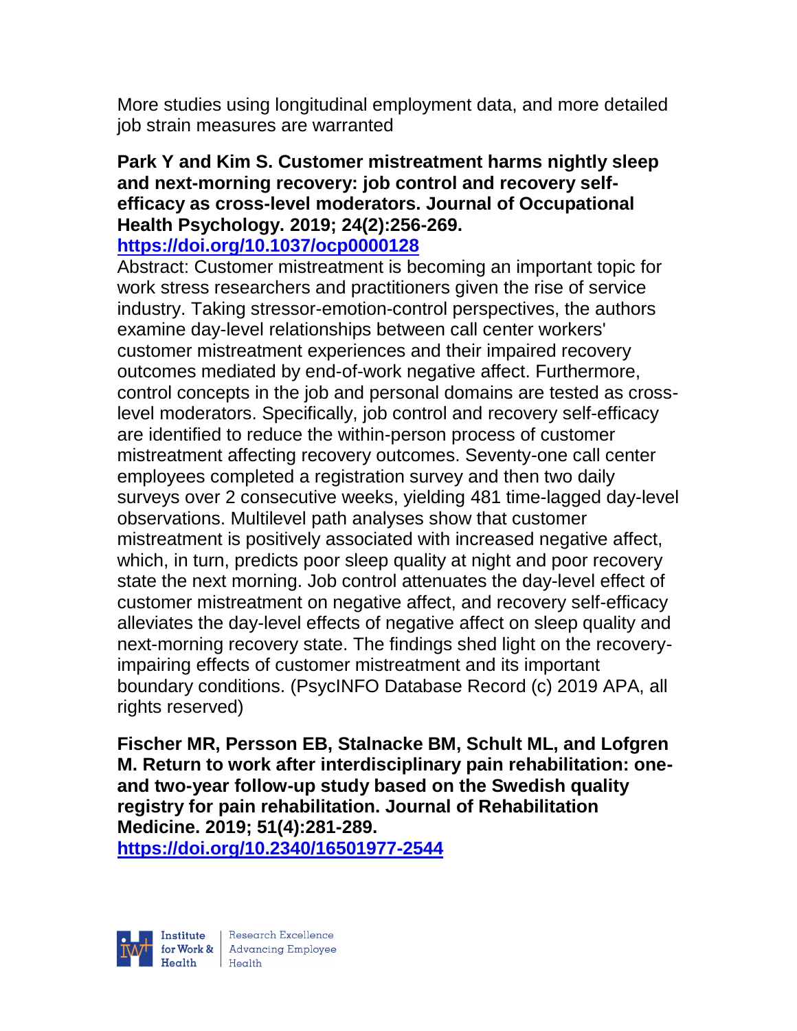More studies using longitudinal employment data, and more detailed job strain measures are warranted

**Park Y and Kim S. Customer mistreatment harms nightly sleep and next-morning recovery: job control and recovery self-efficacy as cross-level moderators. Journal of Occupational Health Psychology. 2019; 24(2):256-269.**
**https://doi.org/10.1037/ocp0000128**

Abstract: Customer mistreatment is becoming an important topic for work stress researchers and practitioners given the rise of service industry. Taking stressor-emotion-control perspectives, the authors examine day-level relationships between call center workers' customer mistreatment experiences and their impaired recovery outcomes mediated by end-of-work negative affect. Furthermore, control concepts in the job and personal domains are tested as cross-level moderators. Specifically, job control and recovery self-efficacy are identified to reduce the within-person process of customer mistreatment affecting recovery outcomes. Seventy-one call center employees completed a registration survey and then two daily surveys over 2 consecutive weeks, yielding 481 time-lagged day-level observations. Multilevel path analyses show that customer mistreatment is positively associated with increased negative affect, which, in turn, predicts poor sleep quality at night and poor recovery state the next morning. Job control attenuates the day-level effect of customer mistreatment on negative affect, and recovery self-efficacy alleviates the day-level effects of negative affect on sleep quality and next-morning recovery state. The findings shed light on the recovery-impairing effects of customer mistreatment and its important boundary conditions. (PsycINFO Database Record (c) 2019 APA, all rights reserved)

**Fischer MR, Persson EB, Stalnacke BM, Schult ML, and Lofgren M. Return to work after interdisciplinary pain rehabilitation: one- and two-year follow-up study based on the Swedish quality registry for pain rehabilitation. Journal of Rehabilitation Medicine. 2019; 51(4):281-289.**
**https://doi.org/10.2340/16501977-2544**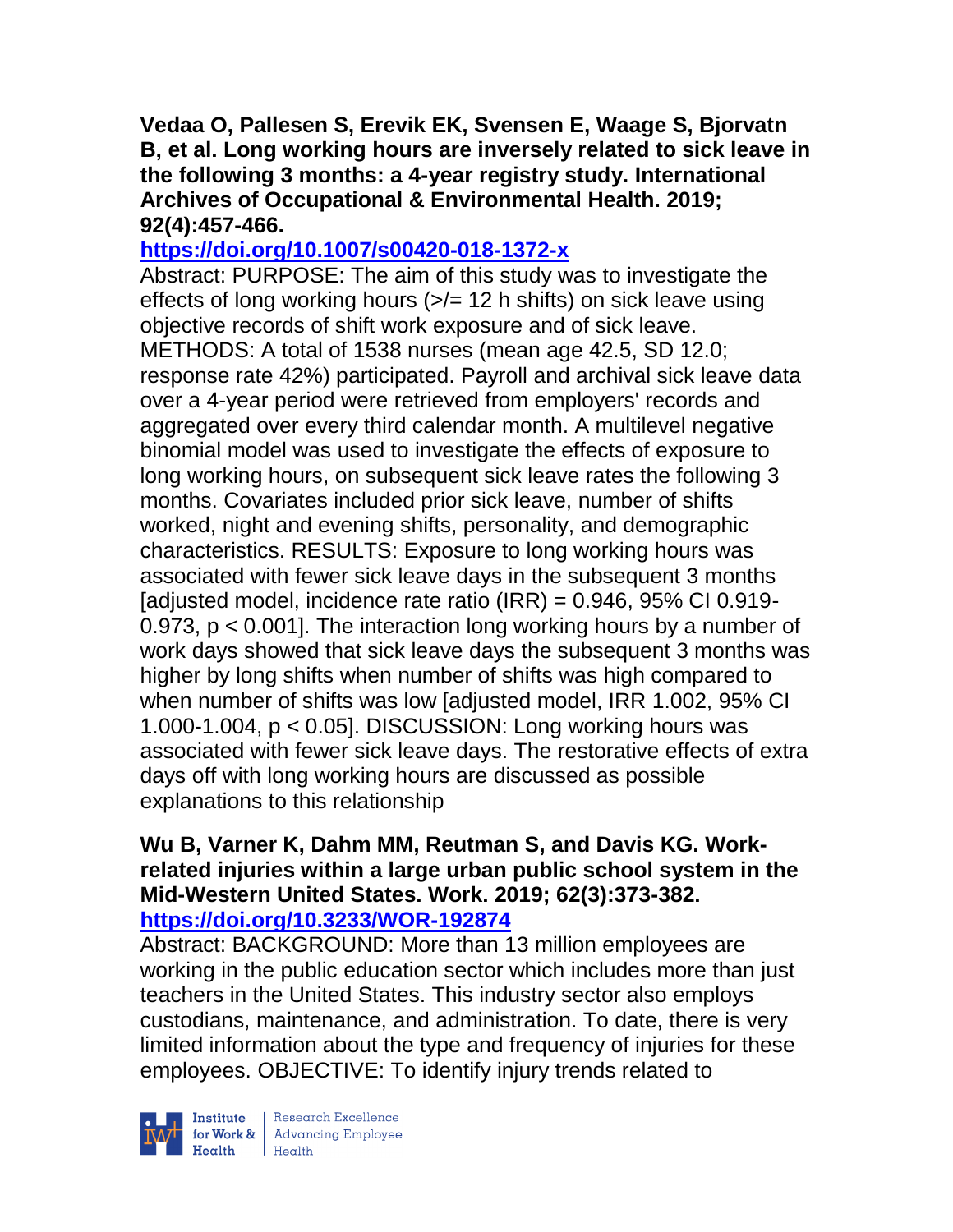**Vedaa O, Pallesen S, Erevik EK, Svensen E, Waage S, Bjorvatn B, et al. Long working hours are inversely related to sick leave in the following 3 months: a 4-year registry study. International Archives of Occupational & Environmental Health. 2019; 92(4):457-466.**
**https://doi.org/10.1007/s00420-018-1372-x**

Abstract: PURPOSE: The aim of this study was to investigate the effects of long working hours (>/= 12 h shifts) on sick leave using objective records of shift work exposure and of sick leave. METHODS: A total of 1538 nurses (mean age 42.5, SD 12.0; response rate 42%) participated. Payroll and archival sick leave data over a 4-year period were retrieved from employers' records and aggregated over every third calendar month. A multilevel negative binomial model was used to investigate the effects of exposure to long working hours, on subsequent sick leave rates the following 3 months. Covariates included prior sick leave, number of shifts worked, night and evening shifts, personality, and demographic characteristics. RESULTS: Exposure to long working hours was associated with fewer sick leave days in the subsequent 3 months [adjusted model, incidence rate ratio (IRR) = 0.946, 95% CI 0.919-0.973, $p < 0.001$]. The interaction long working hours by a number of work days showed that sick leave days the subsequent 3 months was higher by long shifts when number of shifts was high compared to when number of shifts was low [adjusted model, IRR 1.002, 95% CI 1.000-1.004, $p < 0.05$]. DISCUSSION: Long working hours was associated with fewer sick leave days. The restorative effects of extra days off with long working hours are discussed as possible explanations to this relationship

**Wu B, Varner K, Dahm MM, Reutman S, and Davis KG. Work-related injuries within a large urban public school system in the Mid-Western United States. Work. 2019; 62(3):373-382.**
**https://doi.org/10.3233/WOR-192874**

Abstract: BACKGROUND: More than 13 million employees are working in the public education sector which includes more than just teachers in the United States. This industry sector also employs custodians, maintenance, and administration. To date, there is very limited information about the type and frequency of injuries for these employees. OBJECTIVE: To identify injury trends related to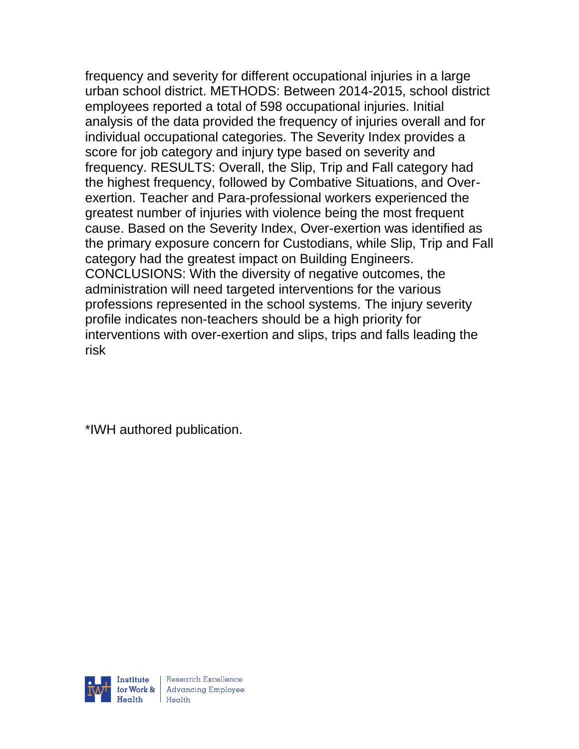frequency and severity for different occupational injuries in a large urban school district. METHODS: Between 2014-2015, school district employees reported a total of 598 occupational injuries. Initial analysis of the data provided the frequency of injuries overall and for individual occupational categories. The Severity Index provides a score for job category and injury type based on severity and frequency. RESULTS: Overall, the Slip, Trip and Fall category had the highest frequency, followed by Combative Situations, and Over-exertion. Teacher and Para-professional workers experienced the greatest number of injuries with violence being the most frequent cause. Based on the Severity Index, Over-exertion was identified as the primary exposure concern for Custodians, while Slip, Trip and Fall category had the greatest impact on Building Engineers. CONCLUSIONS: With the diversity of negative outcomes, the administration will need targeted interventions for the various professions represented in the school systems. The injury severity profile indicates non-teachers should be a high priority for interventions with over-exertion and slips, trips and falls leading the risk

*IWH authored publication.